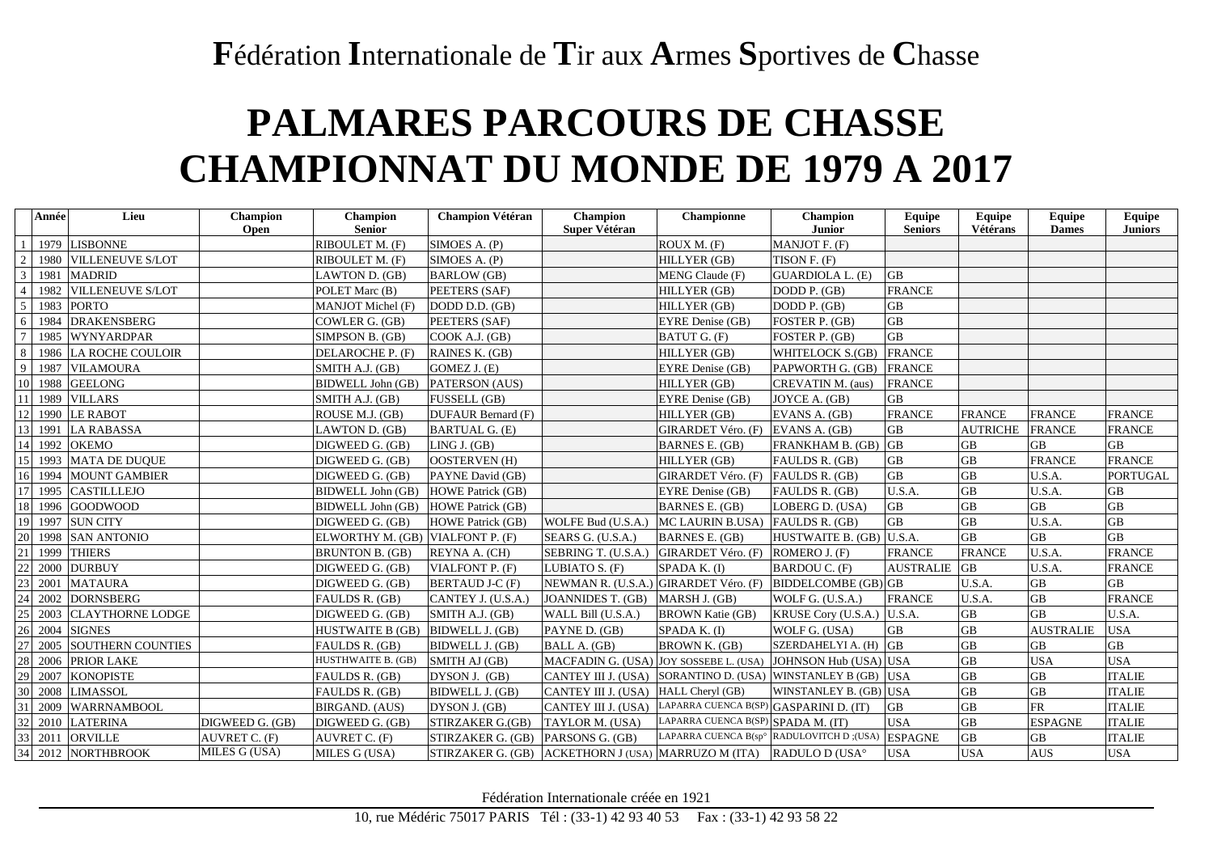# **F**édération **I**nternationale de **T**ir aux **A**rmes **S**portives de **C**hasse

# PALMARES PARCOURS DE CHASSE
# CHAMPIONNAT DU MONDE DE 1979 A 2017

| | Année | Lieu | Champion Open | Champion Senior | Champion Vétéran | Champion Super Vétéran | Championne | Champion Junior | Equipe Seniors | Equipe Vétérans | Equipe Dames | Equipe Juniors |
|---|---|---|---|---|---|---|---|---|---|---|---|---|
| 1 | 1979 | LISBONNE | | RIBOULET M. (F) | SIMOES A. (P) | | ROUX M. (F) | MANJOT F. (F) | | | | |
| 2 | 1980 | VILLENEUVE S/LOT | | RIBOULET M. (F) | SIMOES A. (P) | | HILLYER (GB) | TISON F. (F) | | | | |
| 3 | 1981 | MADRID | | LAWTON D. (GB) | BARLOW (GB) | | MENG Claude (F) | GUARDIOLA L. (E) | GB | | | |
| 4 | 1982 | VILLENEUVE S/LOT | | POLET Marc (B) | PEETERS (SAF) | | HILLYER (GB) | DODD P. (GB) | FRANCE | | | |
| 5 | 1983 | PORTO | | MANJOT Michel (F) | DODD D.D. (GB) | | HILLYER (GB) | DODD P. (GB) | GB | | | |
| 6 | 1984 | DRAKENSBERG | | COWLER G. (GB) | PEETERS (SAF) | | EYRE Denise (GB) | FOSTER P. (GB) | GB | | | |
| 7 | 1985 | WYNYARDPAR | | SIMPSON B. (GB) | COOK A.J. (GB) | | BATUT G. (F) | FOSTER P. (GB) | GB | | | |
| 8 | 1986 | LA ROCHE COULOIR | | DELAROCHE P. (F) | RAINES K. (GB) | | HILLYER (GB) | WHITELOCK S.(GB) | FRANCE | | | |
| 9 | 1987 | VILAMOURA | | SMITH A.J. (GB) | GOMEZ J. (E) | | EYRE Denise (GB) | PAPWORTH G. (GB) | FRANCE | | | |
| 10 | 1988 | GEELONG | | BIDWELL John (GB) | PATERSON (AUS) | | HILLYER (GB) | CREVATIN M. (aus) | FRANCE | | | |
| 11 | 1989 | VILLARS | | SMITH A.J. (GB) | FUSSELL (GB) | | EYRE Denise (GB) | JOYCE A. (GB) | GB | | | |
| 12 | 1990 | LE RABOT | | ROUSE M.J. (GB) | DUFAUR Bernard (F) | | HILLYER (GB) | EVANS A. (GB) | FRANCE | FRANCE | FRANCE | FRANCE |
| 13 | 1991 | LA RABASSA | | LAWTON D. (GB) | BARTUAL G. (E) | | GIRARDET Véro. (F) | EVANS A. (GB) | GB | AUTRICHE | FRANCE | FRANCE |
| 14 | 1992 | OKEMO | | DIGWEED G. (GB) | LING J. (GB) | | BARNES E. (GB) | FRANKHAM B. (GB) | GB | GB | GB | GB |
| 15 | 1993 | MATA DE DUQUE | | DIGWEED G. (GB) | OOSTERVEN (H) | | HILLYER (GB) | FAULDS R. (GB) | GB | GB | FRANCE | FRANCE |
| 16 | 1994 | MOUNT GAMBIER | | DIGWEED G. (GB) | PAYNE David (GB) | | GIRARDET Véro. (F) | FAULDS R. (GB) | GB | GB | U.S.A. | PORTUGAL |
| 17 | 1995 | CASTILLLEJO | | BIDWELL John (GB) | HOWE Patrick (GB) | | EYRE Denise (GB) | FAULDS R. (GB) | U.S.A. | GB | U.S.A. | GB |
| 18 | 1996 | GOODWOOD | | BIDWELL John (GB) | HOWE Patrick (GB) | | BARNES E. (GB) | LOBERG D. (USA) | GB | GB | GB | GB |
| 19 | 1997 | SUN CITY | | DIGWEED G. (GB) | HOWE Patrick (GB) | WOLFE Bud (U.S.A.) | MC LAURIN B.USA) | FAULDS R. (GB) | GB | GB | U.S.A. | GB |
| 20 | 1998 | SAN ANTONIO | | ELWORTHY M. (GB) | VIALFONT P. (F) | SEARS G. (U.S.A.) | BARNES E. (GB) | HUSTWAITE B. (GB) | U.S.A. | GB | GB | GB |
| 21 | 1999 | THIERS | | BRUNTON B. (GB) | REYNA A. (CH) | SEBRING T. (U.S.A.) | GIRARDET Véro. (F) | ROMERO J. (F) | FRANCE | FRANCE | U.S.A. | FRANCE |
| 22 | 2000 | DURBUY | | DIGWEED G. (GB) | VIALFONT P. (F) | LUBIATO S. (F) | SPADA K. (I) | BARDOU C. (F) | AUSTRALIE | GB | U.S.A. | FRANCE |
| 23 | 2001 | MATAURA | | DIGWEED G. (GB) | BERTAUD J-C (F) | NEWMAN R. (U.S.A.) | GIRARDET Véro. (F) | BIDDELCOMBE (GB) | GB | U.S.A. | GB | GB |
| 24 | 2002 | DORNSBERG | | FAULDS R. (GB) | CANTEY J. (U.S.A.) | JOANNIDES T. (GB) | MARSH J. (GB) | WOLF G. (U.S.A.) | FRANCE | U.S.A. | GB | FRANCE |
| 25 | 2003 | CLAYTHORNE LODGE | | DIGWEED G. (GB) | SMITH A.J. (GB) | WALL Bill (U.S.A.) | BROWN Katie (GB) | KRUSE Cory (U.S.A.) | U.S.A. | GB | GB | U.S.A. |
| 26 | 2004 | SIGNES | | HUSTWAITE B (GB) | BIDWELL J. (GB) | PAYNE D. (GB) | SPADA K. (I) | WOLF G. (USA) | GB | GB | AUSTRALIE | USA |
| 27 | 2005 | SOUTHERN COUNTIES | | FAULDS R. (GB) | BIDWELL J. (GB) | BALL A. (GB) | BROWN K. (GB) | SZERDAHELYI A. (H) | GB | GB | GB | GB |
| 28 | 2006 | PRIOR LAKE | | HUSTHWAITE B. (GB) | SMITH AJ (GB) | MACFADIN G. (USA) | JOY SOSSEBE L. (USA) | JOHNSON Hub (USA) | USA | GB | USA | USA |
| 29 | 2007 | KONOPISTE | | FAULDS R. (GB) | DYSON J. (GB) | CANTEY III J. (USA) | SORANTINO D. (USA) | WINSTANLEY B (GB) | USA | GB | GB | ITALIE |
| 30 | 2008 | LIMASSOL | | FAULDS R. (GB) | BIDWELL J. (GB) | CANTEY III J. (USA) | HALL Cheryl (GB) | WINSTANLEY B. (GB) | USA | GB | GB | ITALIE |
| 31 | 2009 | WARRNAMBOOL | | BIRGAND. (AUS) | DYSON J. (GB) | CANTEY III J. (USA) | LAPARRA CUENCA B(SP) | GASPARINI D. (IT) | GB | GB | FR | ITALIE |
| 32 | 2010 | LATERINA | DIGWEED G. (GB) | DIGWEED G. (GB) | STIRZAKER G.(GB) | TAYLOR M. (USA) | LAPARRA CUENCA B(SP) | SPADA M. (IT) | USA | GB | ESPAGNE | ITALIE |
| 33 | 2011 | ORVILLE | AUVRET C. (F) | AUVRET C. (F) | STIRZAKER G. (GB) | PARSONS G. (GB) | LAPARRA CUENCA B(sp° | RADULOVITCH D ;(USA) | ESPAGNE | GB | GB | ITALIE |
| 34 | 2012 | NORTHBROOK | MILES G (USA) | MILES G (USA) | STIRZAKER G. (GB) | ACKETHORN J (USA) | MARRUZO M (ITA) | RADULO D (USA° | USA | USA | AUS | USA |

Fédération Internationale créée en 1921

10, rue Médéric 75017 PARIS Tél : (33-1) 42 93 40 53 Fax : (33-1) 42 93 58 22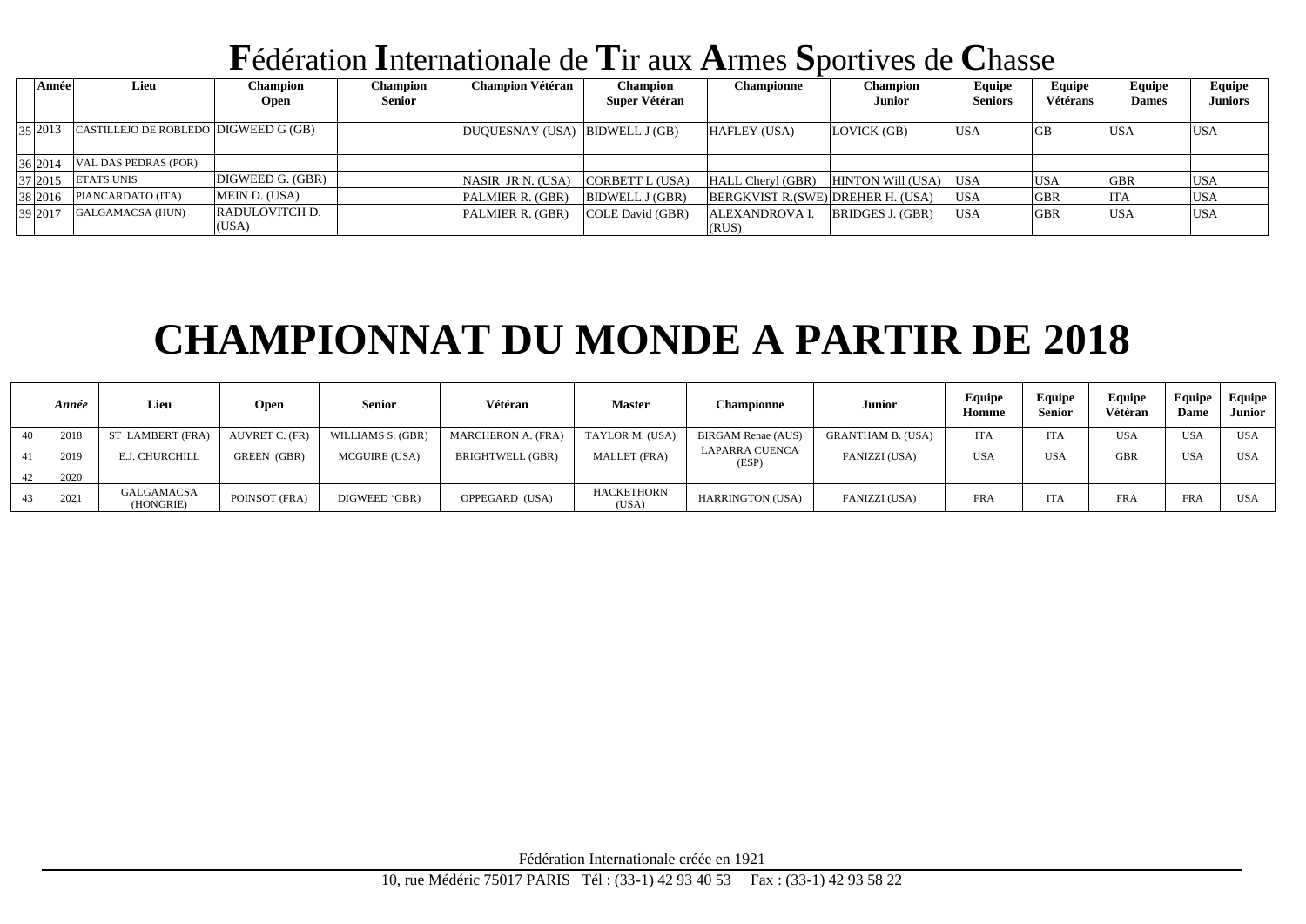# **F**édération **I**nternationale de **T**ir aux **A**rmes **S**portives de **C**hasse

| | Année | Lieu | Champion Open | Champion Senior | Champion Vétéran | Champion Super Vétéran | Championne | Champion Junior | Equipe Seniors | Equipe Vétérans | Equipe Dames | Equipe Juniors |
|---|---|---|---|---|---|---|---|---|---|---|---|---|
| 35 | 2013 | CASTILLEJO DE ROBLEDO | DIGWEED G (GB) | | DUQUESNAY (USA) | BIDWELL J (GB) | HAFLEY (USA) | LOVICK (GB) | USA | GB | USA | USA |
| 36 | 2014 | VAL DAS PEDRAS (POR) | | | | | | | | | | |
| 37 | 2015 | ETATS UNIS | DIGWEED G. (GBR) | | NASIR JR N. (USA) | CORBETT L (USA) | HALL Cheryl (GBR) | HINTON Will (USA) | USA | USA | GBR | USA |
| 38 | 2016 | PIANCARDATO (ITA) | MEIN D. (USA) | | PALMIER R. (GBR) | BIDWELL J (GBR) | BERGKVIST R.(SWE) | DREHER H. (USA) | USA | GBR | ITA | USA |
| 39 | 2017 | GALGAMACSA (HUN) | RADULOVITCH D. (USA) | | PALMIER R. (GBR) | COLE David (GBR) | ALEXANDROVA I. (RUS) | BRIDGES J. (GBR) | USA | GBR | USA | USA |

# CHAMPIONNAT DU MONDE A PARTIR DE 2018

| | *Année* | Lieu | Open | Senior | Vétéran | Master | Championne | Junior | Equipe Homme | Equipe Senior | Equipe Vétéran | Equipe Dame | Equipe Junior |
|---|---|---|---|---|---|---|---|---|---|---|---|---|---|
| 40 | 2018 | ST LAMBERT (FRA) | AUVRET C. (FR) | WILLIAMS S. (GBR) | MARCHERON A. (FRA) | TAYLOR M. (USA) | BIRGAM Renae (AUS) | GRANTHAM B. (USA) | ITA | ITA | USA | USA | USA |
| 41 | 2019 | E.J. CHURCHILL | GREEN (GBR) | MCGUIRE (USA) | BRIGHTWELL (GBR) | MALLET (FRA) | LAPARRA CUENCA (ESP) | FANIZZI (USA) | USA | USA | GBR | USA | USA |
| 42 | 2020 | | | | | | | | | | | | |
| 43 | 2021 | GALGAMACSA (HONGRIE) | POINSOT (FRA) | DIGWEED 'GBR) | OPPEGARD (USA) | HACKETHORN (USA) | HARRINGTON (USA) | FANIZZI (USA) | FRA | ITA | FRA | FRA | USA |

Fédération Internationale créée en 1921

10, rue Médéric 75017 PARIS Tél : (33-1) 42 93 40 53 Fax : (33-1) 42 93 58 22